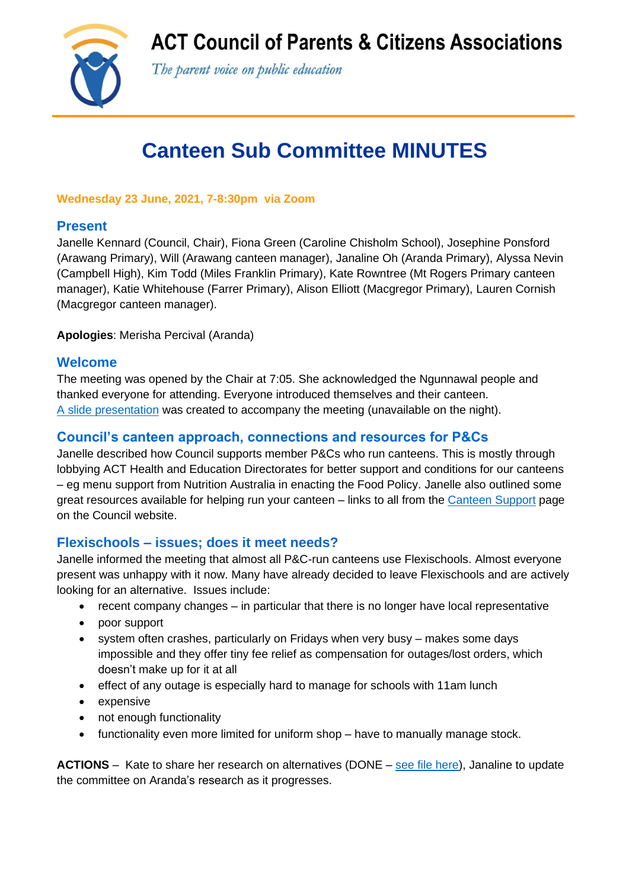# ACT Council of Parents & Citizens Associations

*The parent voice on public education*

# Canteen Sub Committee MINUTES

**Wednesday 23 June, 2021, 7-8:30pm via Zoom**

## Present

Janelle Kennard (Council, Chair), Fiona Green (Caroline Chisholm School), Josephine Ponsford (Arawang Primary), Will (Arawang canteen manager), Janaline Oh (Aranda Primary), Alyssa Nevin (Campbell High), Kim Todd (Miles Franklin Primary), Kate Rowntree (Mt Rogers Primary canteen manager), Katie Whitehouse (Farrer Primary), Alison Elliott (Macgregor Primary), Lauren Cornish (Macgregor canteen manager).

**Apologies**: Merisha Percival (Aranda)

## Welcome

The meeting was opened by the Chair at 7:05. She acknowledged the Ngunnawal people and thanked everyone for attending. Everyone introduced themselves and their canteen. A slide presentation was created to accompany the meeting (unavailable on the night).

## Council's canteen approach, connections and resources for P&Cs

Janelle described how Council supports member P&Cs who run canteens. This is mostly through lobbying ACT Health and Education Directorates for better support and conditions for our canteens – eg menu support from Nutrition Australia in enacting the Food Policy. Janelle also outlined some great resources available for helping run your canteen – links to all from the Canteen Support page on the Council website.

## Flexischools – issues; does it meet needs?

Janelle informed the meeting that almost all P&C-run canteens use Flexischools. Almost everyone present was unhappy with it now. Many have already decided to leave Flexischools and are actively looking for an alternative. Issues include:

- recent company changes – in particular that there is no longer have local representative
- poor support
- system often crashes, particularly on Fridays when very busy – makes some days impossible and they offer tiny fee relief as compensation for outages/lost orders, which doesn't make up for it at all
- effect of any outage is especially hard to manage for schools with 11am lunch
- expensive
- not enough functionality
- functionality even more limited for uniform shop – have to manually manage stock.

**ACTIONS** – Kate to share her research on alternatives (DONE – see file here), Janaline to update the committee on Aranda's research as it progresses.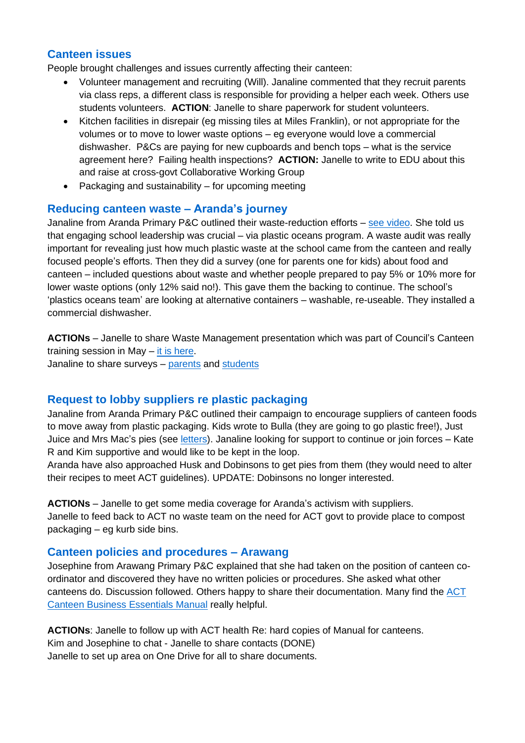## Canteen issues

People brought challenges and issues currently affecting their canteen:

- Volunteer management and recruiting (Will). Janaline commented that they recruit parents via class reps, a different class is responsible for providing a helper each week. Others use students volunteers. **ACTION**: Janelle to share paperwork for student volunteers.
- Kitchen facilities in disrepair (eg missing tiles at Miles Franklin), or not appropriate for the volumes or to move to lower waste options – eg everyone would love a commercial dishwasher. P&Cs are paying for new cupboards and bench tops – what is the service agreement here? Failing health inspections? **ACTION:** Janelle to write to EDU about this and raise at cross-govt Collaborative Working Group
- Packaging and sustainability – for upcoming meeting

## Reducing canteen waste – Aranda's journey

Janaline from Aranda Primary P&C outlined their waste-reduction efforts – see video. She told us that engaging school leadership was crucial – via plastic oceans program. A waste audit was really important for revealing just how much plastic waste at the school came from the canteen and really focused people's efforts. Then they did a survey (one for parents one for kids) about food and canteen – included questions about waste and whether people prepared to pay 5% or 10% more for lower waste options (only 12% said no!). This gave them the backing to continue. The school's 'plastics oceans team' are looking at alternative containers – washable, re-useable. They installed a commercial dishwasher.

**ACTIONs** – Janelle to share Waste Management presentation which was part of Council's Canteen training session in May – it is here.
Janaline to share surveys – parents and students

## Request to lobby suppliers re plastic packaging

Janaline from Aranda Primary P&C outlined their campaign to encourage suppliers of canteen foods to move away from plastic packaging. Kids wrote to Bulla (they are going to go plastic free!), Just Juice and Mrs Mac's pies (see letters). Janaline looking for support to continue or join forces – Kate R and Kim supportive and would like to be kept in the loop.
Aranda have also approached Husk and Dobinsons to get pies from them (they would need to alter their recipes to meet ACT guidelines). UPDATE: Dobinsons no longer interested.

**ACTIONs** – Janelle to get some media coverage for Aranda's activism with suppliers.
Janelle to feed back to ACT no waste team on the need for ACT govt to provide place to compost packaging – eg kurb side bins.

## Canteen policies and procedures – Arawang

Josephine from Arawang Primary P&C explained that she had taken on the position of canteen co-ordinator and discovered they have no written policies or procedures. She asked what other canteens do. Discussion followed. Others happy to share their documentation. Many find the ACT Canteen Business Essentials Manual really helpful.

**ACTIONs**: Janelle to follow up with ACT health Re: hard copies of Manual for canteens.
Kim and Josephine to chat - Janelle to share contacts (DONE)
Janelle to set up area on One Drive for all to share documents.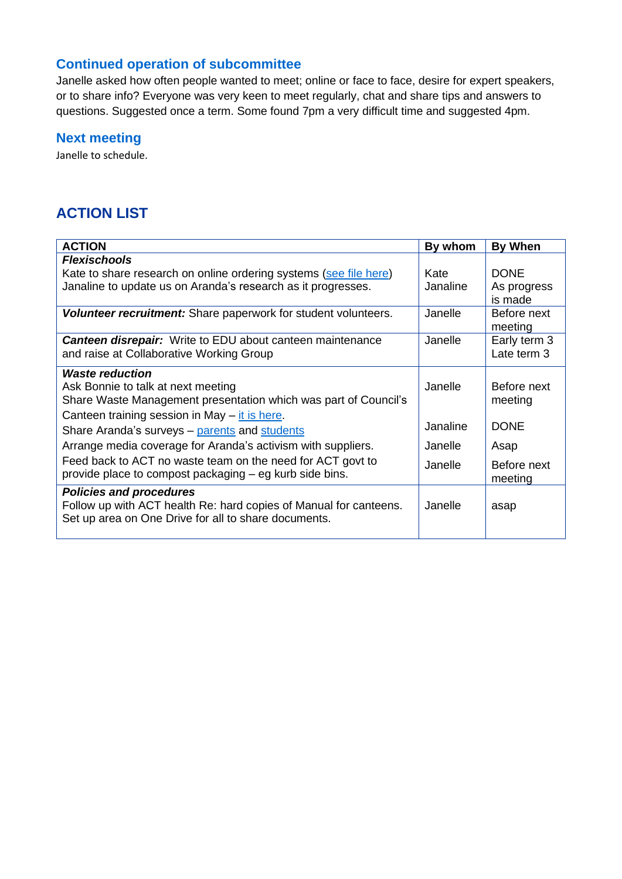## Continued operation of subcommittee

Janelle asked how often people wanted to meet; online or face to face, desire for expert speakers, or to share info? Everyone was very keen to meet regularly, chat and share tips and answers to questions. Suggested once a term. Some found 7pm a very difficult time and suggested 4pm.

## Next meeting

Janelle to schedule.

# ACTION LIST

| ACTION | By whom | By When |
|---|---|---|
| ***Flexischools***<br>Kate to share research on online ordering systems (see file here)<br>Janaline to update us on Aranda's research as it progresses. | Kate<br>Janaline | DONE<br>As progress is made |
| ***Volunteer recruitment:*** Share paperwork for student volunteers. | Janelle | Before next meeting |
| ***Canteen disrepair:*** Write to EDU about canteen maintenance and raise at Collaborative Working Group | Janelle | Early term 3<br>Late term 3 |
| ***Waste reduction***<br>Ask Bonnie to talk at next meeting<br>Share Waste Management presentation which was part of Council's Canteen training session in May – it is here.<br>Share Aranda's surveys – parents and students<br>Arrange media coverage for Aranda's activism with suppliers.<br>Feed back to ACT no waste team on the need for ACT govt to provide place to compost packaging – eg kurb side bins. | Janelle<br><br>Janaline<br>Janelle<br>Janelle | Before next meeting<br><br>DONE<br>Asap<br>Before next meeting |
| ***Policies and procedures***<br>Follow up with ACT health Re: hard copies of Manual for canteens.<br>Set up area on One Drive for all to share documents. | Janelle | asap |